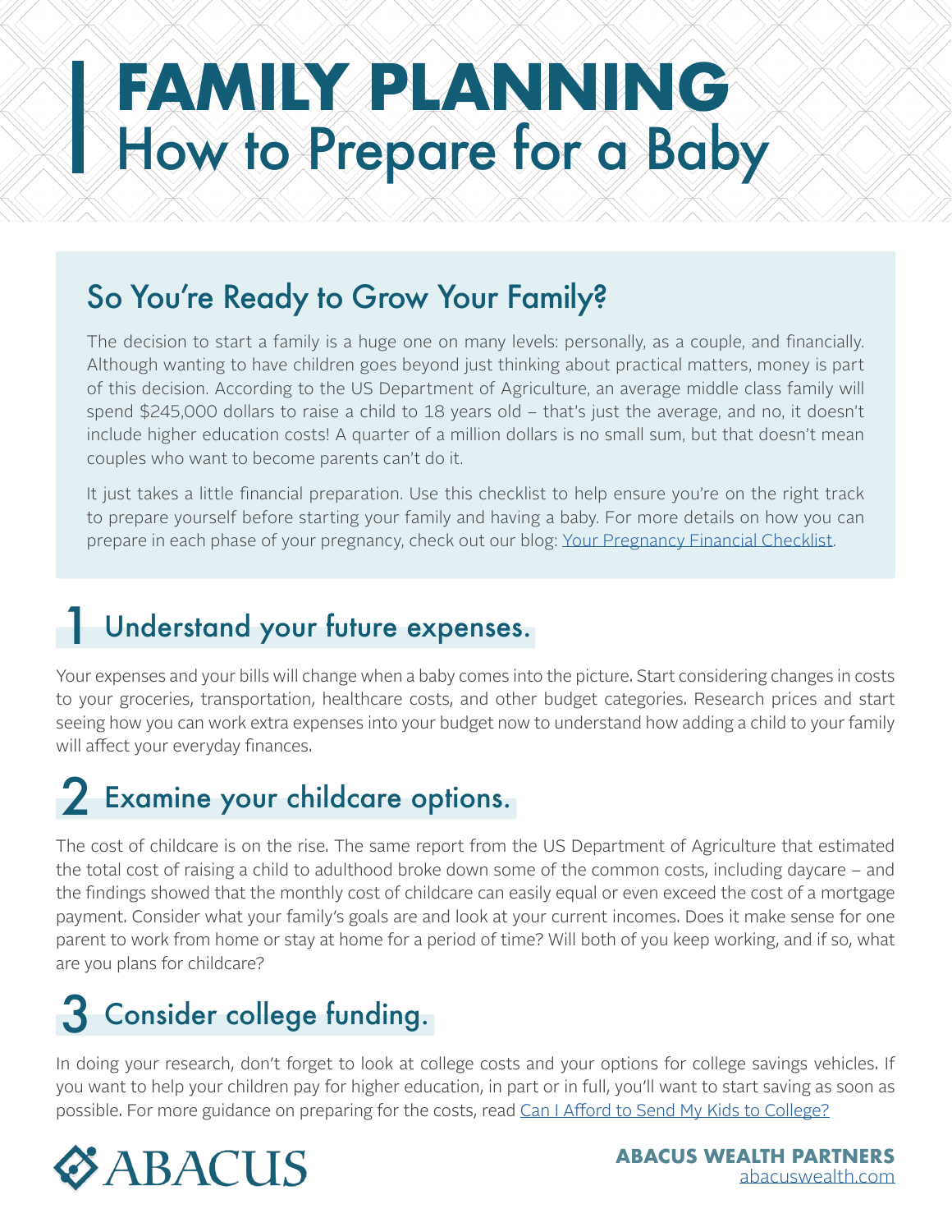# FAMILY PLANNING
## How to Prepare for a Baby

## So You're Ready to Grow Your Family?

The decision to start a family is a huge one on many levels: personally, as a couple, and financially. Although wanting to have children goes beyond just thinking about practical matters, money is part of this decision. According to the US Department of Agriculture, an average middle class family will spend $245,000 dollars to raise a child to 18 years old – that's just the average, and no, it doesn't include higher education costs! A quarter of a million dollars is no small sum, but that doesn't mean couples who want to become parents can't do it.

It just takes a little financial preparation. Use this checklist to help ensure you're on the right track to prepare yourself before starting your family and having a baby. For more details on how you can prepare in each phase of your pregnancy, check out our blog: [Your Pregnancy Financial Checklist](#).

## 1 Understand your future expenses.

Your expenses and your bills will change when a baby comes into the picture. Start considering changes in costs to your groceries, transportation, healthcare costs, and other budget categories. Research prices and start seeing how you can work extra expenses into your budget now to understand how adding a child to your family will affect your everyday finances.

## 2 Examine your childcare options.

The cost of childcare is on the rise. The same report from the US Department of Agriculture that estimated the total cost of raising a child to adulthood broke down some of the common costs, including daycare – and the findings showed that the monthly cost of childcare can easily equal or even exceed the cost of a mortgage payment. Consider what your family's goals are and look at your current incomes. Does it make sense for one parent to work from home or stay at home for a period of time? Will both of you keep working, and if so, what are you plans for childcare?

## 3 Consider college funding.

In doing your research, don't forget to look at college costs and your options for college savings vehicles. If you want to help your children pay for higher education, in part or in full, you'll want to start saving as soon as possible. For more guidance on preparing for the costs, read [Can I Afford to Send My Kids to College?](#)

ABACUS

**ABACUS WEALTH PARTNERS**
abacuswealth.com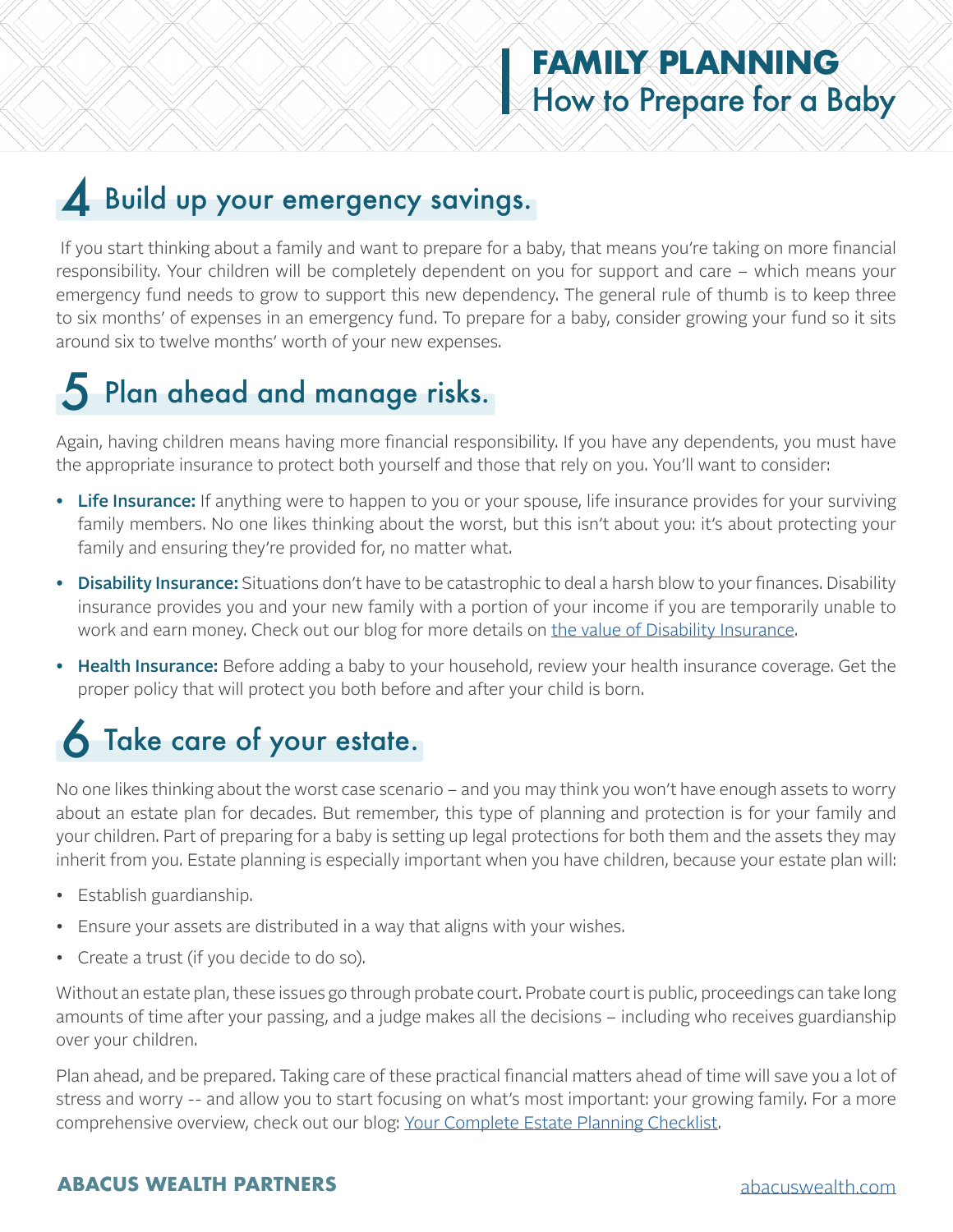## 4 Build up your emergency savings.

If you start thinking about a family and want to prepare for a baby, that means you're taking on more financial responsibility. Your children will be completely dependent on you for support and care – which means your emergency fund needs to grow to support this new dependency. The general rule of thumb is to keep three to six months' of expenses in an emergency fund. To prepare for a baby, consider growing your fund so it sits around six to twelve months' worth of your new expenses.

## 5 Plan ahead and manage risks.

Again, having children means having more financial responsibility. If you have any dependents, you must have the appropriate insurance to protect both yourself and those that rely on you. You'll want to consider:

- **Life Insurance:** If anything were to happen to you or your spouse, life insurance provides for your surviving family members. No one likes thinking about the worst, but this isn't about you: it's about protecting your family and ensuring they're provided for, no matter what.
- **Disability Insurance:** Situations don't have to be catastrophic to deal a harsh blow to your finances. Disability insurance provides you and your new family with a portion of your income if you are temporarily unable to work and earn money. Check out our blog for more details on the value of Disability Insurance.
- **Health Insurance:** Before adding a baby to your household, review your health insurance coverage. Get the proper policy that will protect you both before and after your child is born.

## 6 Take care of your estate.

No one likes thinking about the worst case scenario – and you may think you won't have enough assets to worry about an estate plan for decades. But remember, this type of planning and protection is for your family and your children. Part of preparing for a baby is setting up legal protections for both them and the assets they may inherit from you. Estate planning is especially important when you have children, because your estate plan will:

- Establish guardianship.
- Ensure your assets are distributed in a way that aligns with your wishes.
- Create a trust (if you decide to do so).

Without an estate plan, these issues go through probate court. Probate court is public, proceedings can take long amounts of time after your passing, and a judge makes all the decisions – including who receives guardianship over your children.

Plan ahead, and be prepared. Taking care of these practical financial matters ahead of time will save you a lot of stress and worry -- and allow you to start focusing on what's most important: your growing family. For a more comprehensive overview, check out our blog: Your Complete Estate Planning Checklist.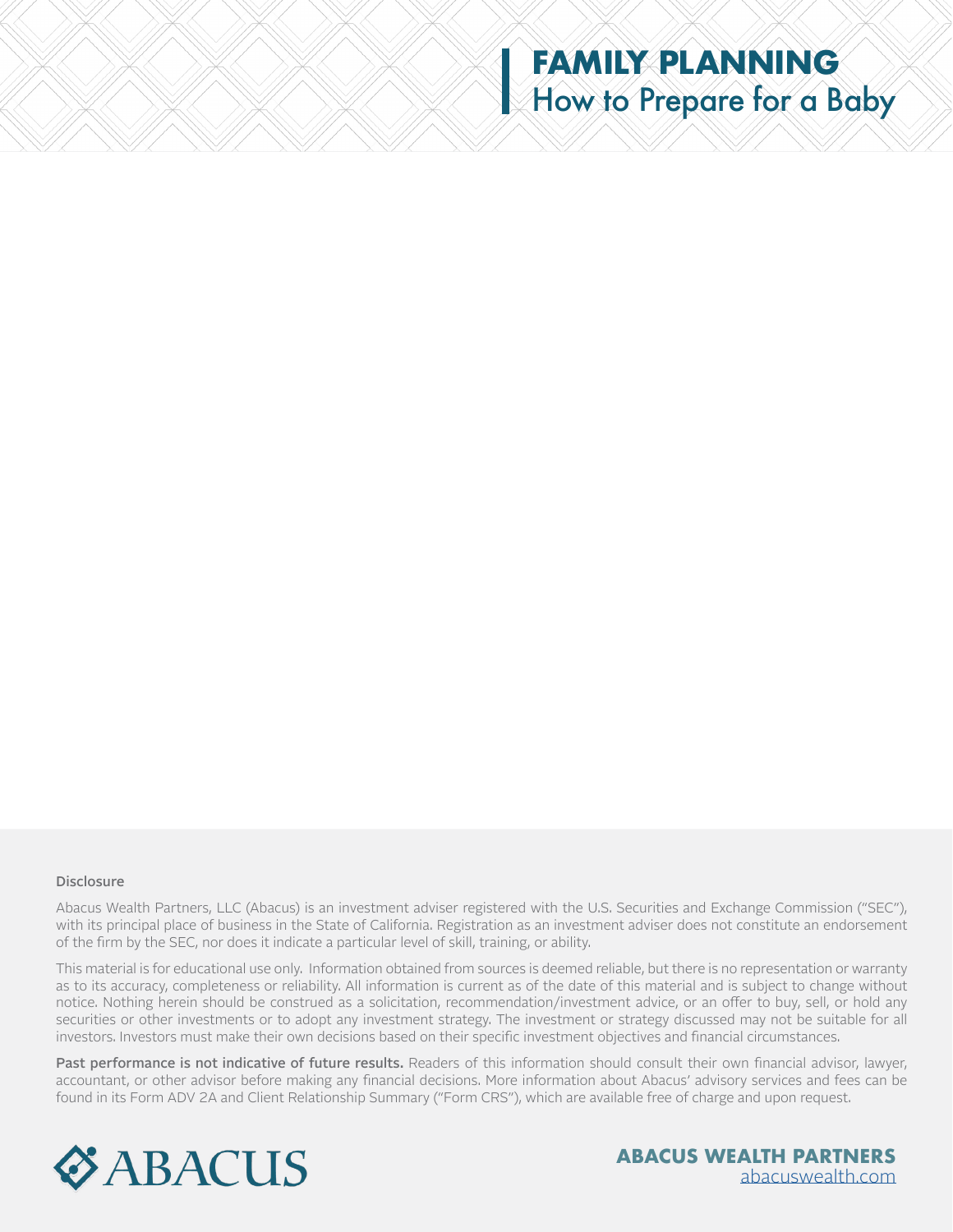**Disclosure**

Abacus Wealth Partners, LLC (Abacus) is an investment adviser registered with the U.S. Securities and Exchange Commission ("SEC"), with its principal place of business in the State of California. Registration as an investment adviser does not constitute an endorsement of the firm by the SEC, nor does it indicate a particular level of skill, training, or ability.

This material is for educational use only. Information obtained from sources is deemed reliable, but there is no representation or warranty as to its accuracy, completeness or reliability. All information is current as of the date of this material and is subject to change without notice. Nothing herein should be construed as a solicitation, recommendation/investment advice, or an offer to buy, sell, or hold any securities or other investments or to adopt any investment strategy. The investment or strategy discussed may not be suitable for all investors. Investors must make their own decisions based on their specific investment objectives and financial circumstances.

**Past performance is not indicative of future results.** Readers of this information should consult their own financial advisor, lawyer, accountant, or other advisor before making any financial decisions. More information about Abacus' advisory services and fees can be found in its Form ADV 2A and Client Relationship Summary ("Form CRS"), which are available free of charge and upon request.

ABACUS

**ABACUS WEALTH PARTNERS**
abacuswealth.com